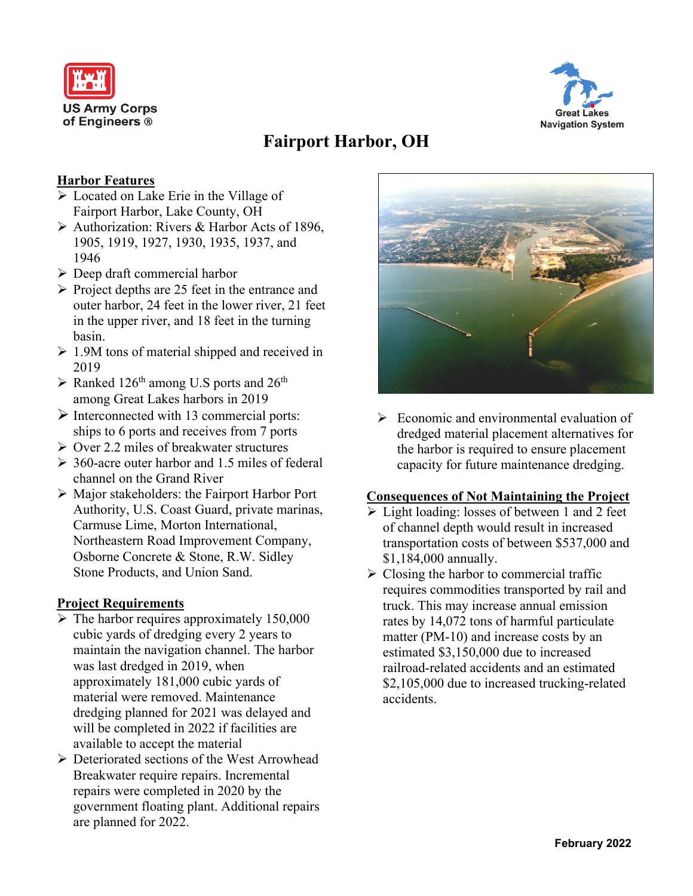US Army Corps of Engineers ®

Great Lakes Navigation System

# Fairport Harbor, OH

## Harbor Features

- Located on Lake Erie in the Village of Fairport Harbor, Lake County, OH
- Authorization: Rivers & Harbor Acts of 1896, 1905, 1919, 1927, 1930, 1935, 1937, and 1946
- Deep draft commercial harbor
- Project depths are 25 feet in the entrance and outer harbor, 24 feet in the lower river, 21 feet in the upper river, and 18 feet in the turning basin.
- 1.9M tons of material shipped and received in 2019
- Ranked 126th among U.S ports and 26th among Great Lakes harbors in 2019
- Interconnected with 13 commercial ports: ships to 6 ports and receives from 7 ports
- Over 2.2 miles of breakwater structures
- 360-acre outer harbor and 1.5 miles of federal channel on the Grand River
- Major stakeholders: the Fairport Harbor Port Authority, U.S. Coast Guard, private marinas, Carmuse Lime, Morton International, Northeastern Road Improvement Company, Osborne Concrete & Stone, R.W. Sidley Stone Products, and Union Sand.

## Project Requirements

- The harbor requires approximately 150,000 cubic yards of dredging every 2 years to maintain the navigation channel. The harbor was last dredged in 2019, when approximately 181,000 cubic yards of material were removed. Maintenance dredging planned for 2021 was delayed and will be completed in 2022 if facilities are available to accept the material
- Deteriorated sections of the West Arrowhead Breakwater require repairs. Incremental repairs were completed in 2020 by the government floating plant. Additional repairs are planned for 2022.
- Economic and environmental evaluation of dredged material placement alternatives for the harbor is required to ensure placement capacity for future maintenance dredging.

## Consequences of Not Maintaining the Project

- Light loading: losses of between 1 and 2 feet of channel depth would result in increased transportation costs of between $537,000 and $1,184,000 annually.
- Closing the harbor to commercial traffic requires commodities transported by rail and truck. This may increase annual emission rates by 14,072 tons of harmful particulate matter (PM-10) and increase costs by an estimated $3,150,000 due to increased railroad-related accidents and an estimated $2,105,000 due to increased trucking-related accidents.

February 2022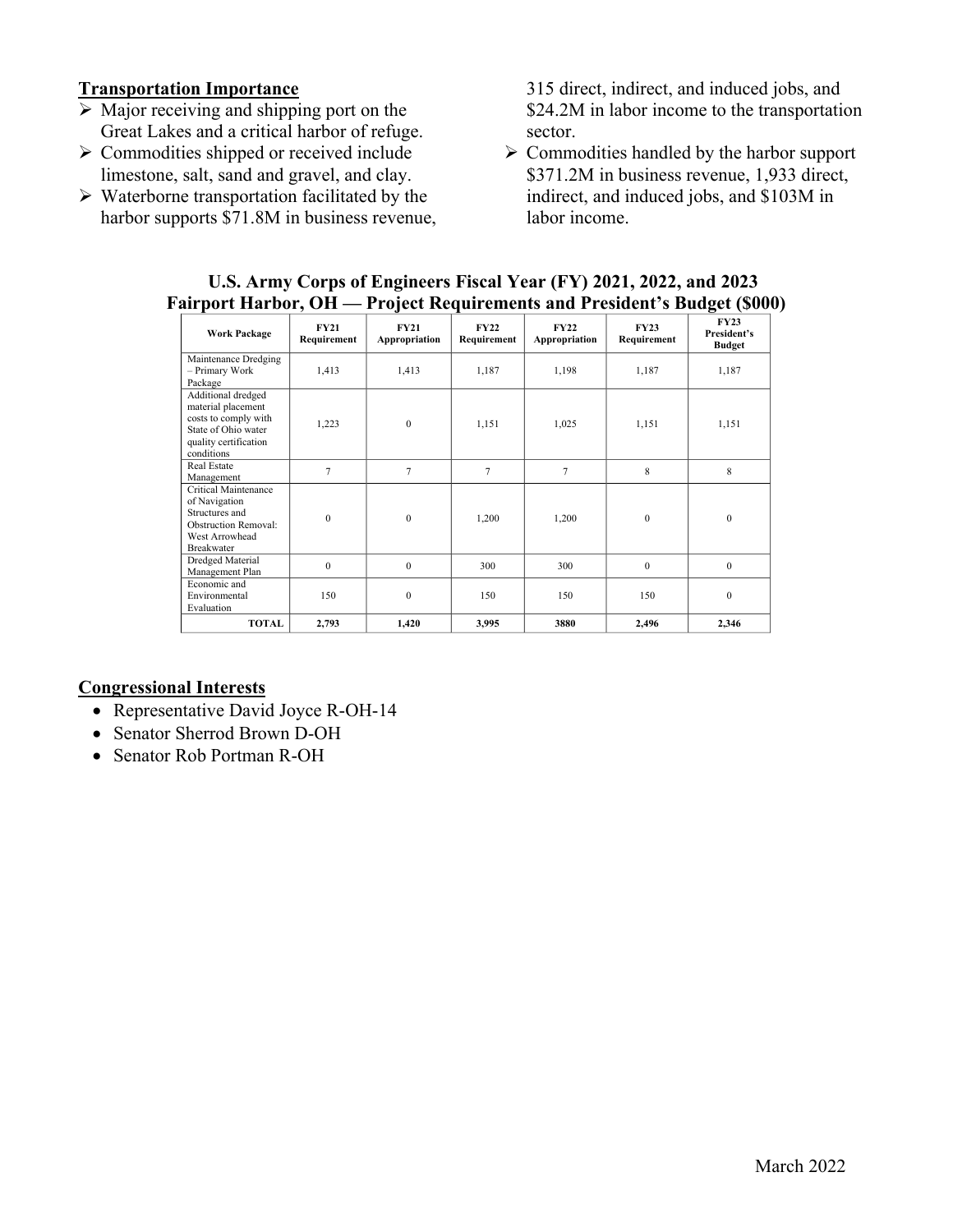## Transportation Importance

- Major receiving and shipping port on the Great Lakes and a critical harbor of refuge.
- Commodities shipped or received include limestone, salt, sand and gravel, and clay.
- Waterborne transportation facilitated by the harbor supports $71.8M in business revenue, 315 direct, indirect, and induced jobs, and $24.2M in labor income to the transportation sector.
- Commodities handled by the harbor support $371.2M in business revenue, 1,933 direct, indirect, and induced jobs, and $103M in labor income.

### U.S. Army Corps of Engineers Fiscal Year (FY) 2021, 2022, and 2023 Fairport Harbor, OH — Project Requirements and President's Budget ($000)

| Work Package | FY21 Requirement | FY21 Appropriation | FY22 Requirement | FY22 Appropriation | FY23 Requirement | FY23 President's Budget |
|---|---|---|---|---|---|---|
| Maintenance Dredging – Primary Work Package | 1,413 | 1,413 | 1,187 | 1,198 | 1,187 | 1,187 |
| Additional dredged material placement costs to comply with State of Ohio water quality certification conditions | 1,223 | 0 | 1,151 | 1,025 | 1,151 | 1,151 |
| Real Estate Management | 7 | 7 | 7 | 7 | 8 | 8 |
| Critical Maintenance of Navigation Structures and Obstruction Removal: West Arrowhead Breakwater | 0 | 0 | 1,200 | 1,200 | 0 | 0 |
| Dredged Material Management Plan | 0 | 0 | 300 | 300 | 0 | 0 |
| Economic and Environmental Evaluation | 150 | 0 | 150 | 150 | 150 | 0 |
| **TOTAL** | **2,793** | **1,420** | **3,995** | **3880** | **2,496** | **2,346** |

## Congressional Interests

- Representative David Joyce R-OH-14
- Senator Sherrod Brown D-OH
- Senator Rob Portman R-OH

March 2022